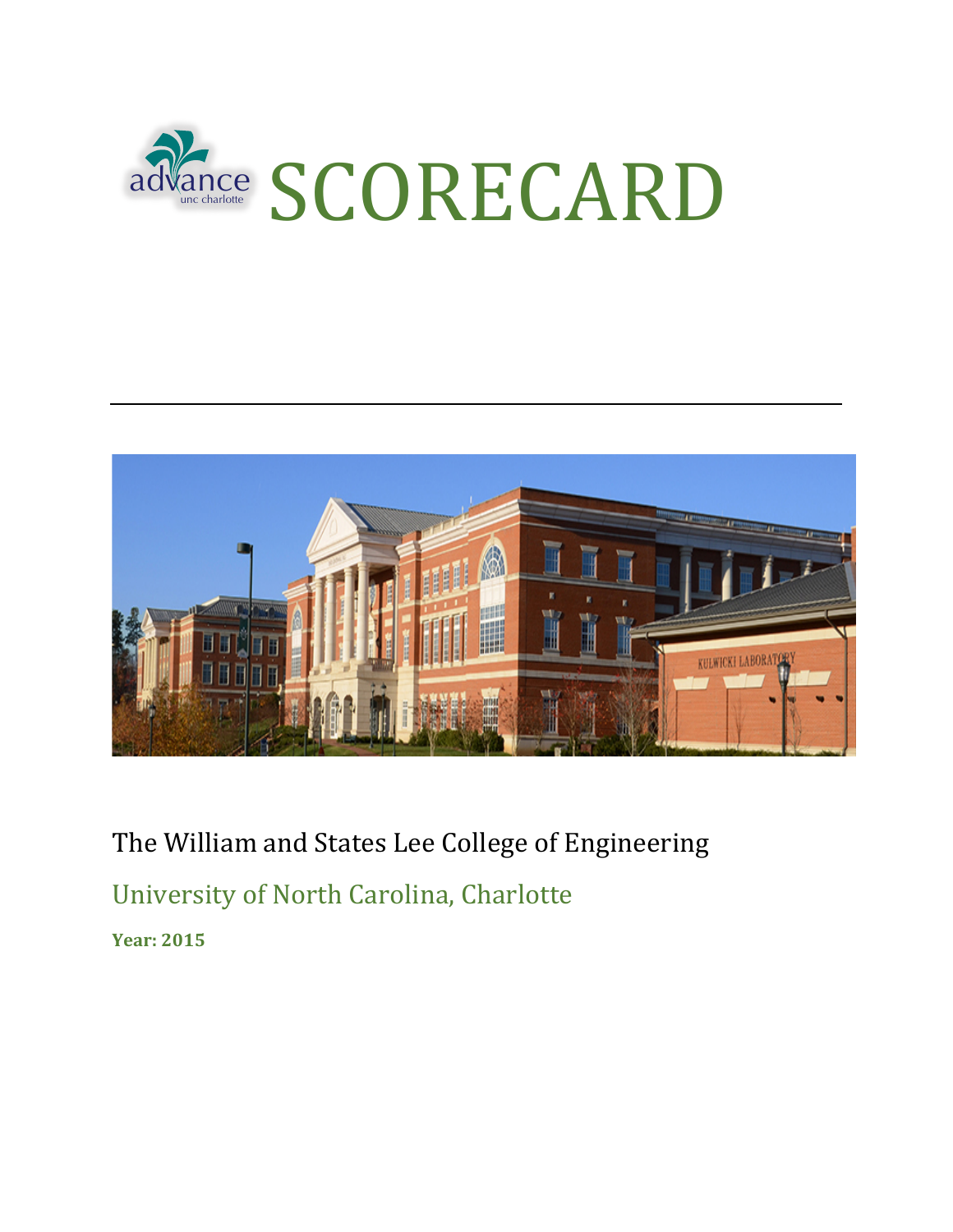# advance unc charlotte SCORECARD

The William and States Lee College of Engineering

University of North Carolina, Charlotte

**Year: 2015**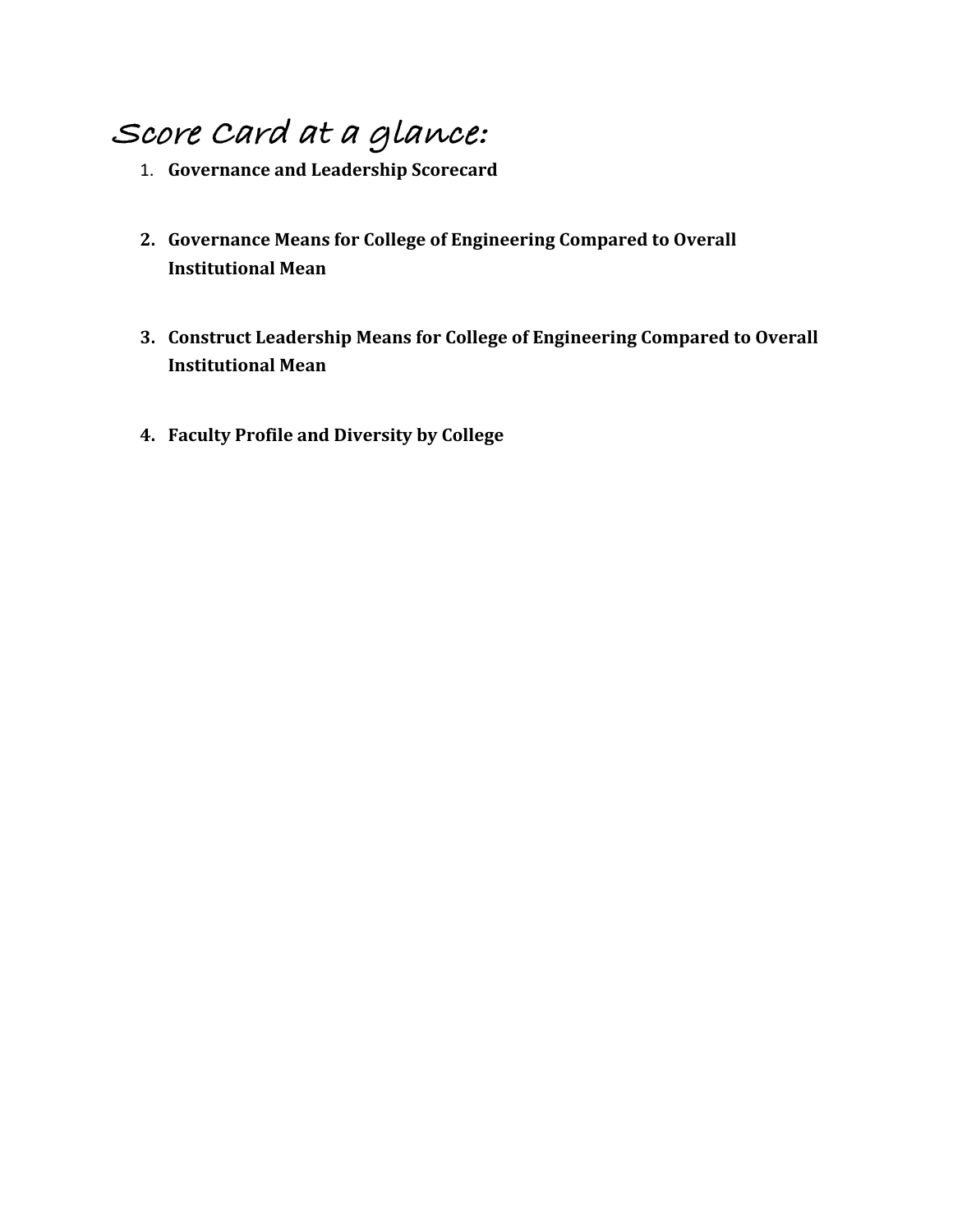# Score Card at a glance:

1. **Governance and Leadership Scorecard**
2. **Governance Means for College of Engineering Compared to Overall Institutional Mean**
3. **Construct Leadership Means for College of Engineering Compared to Overall Institutional Mean**
4. **Faculty Profile and Diversity by College**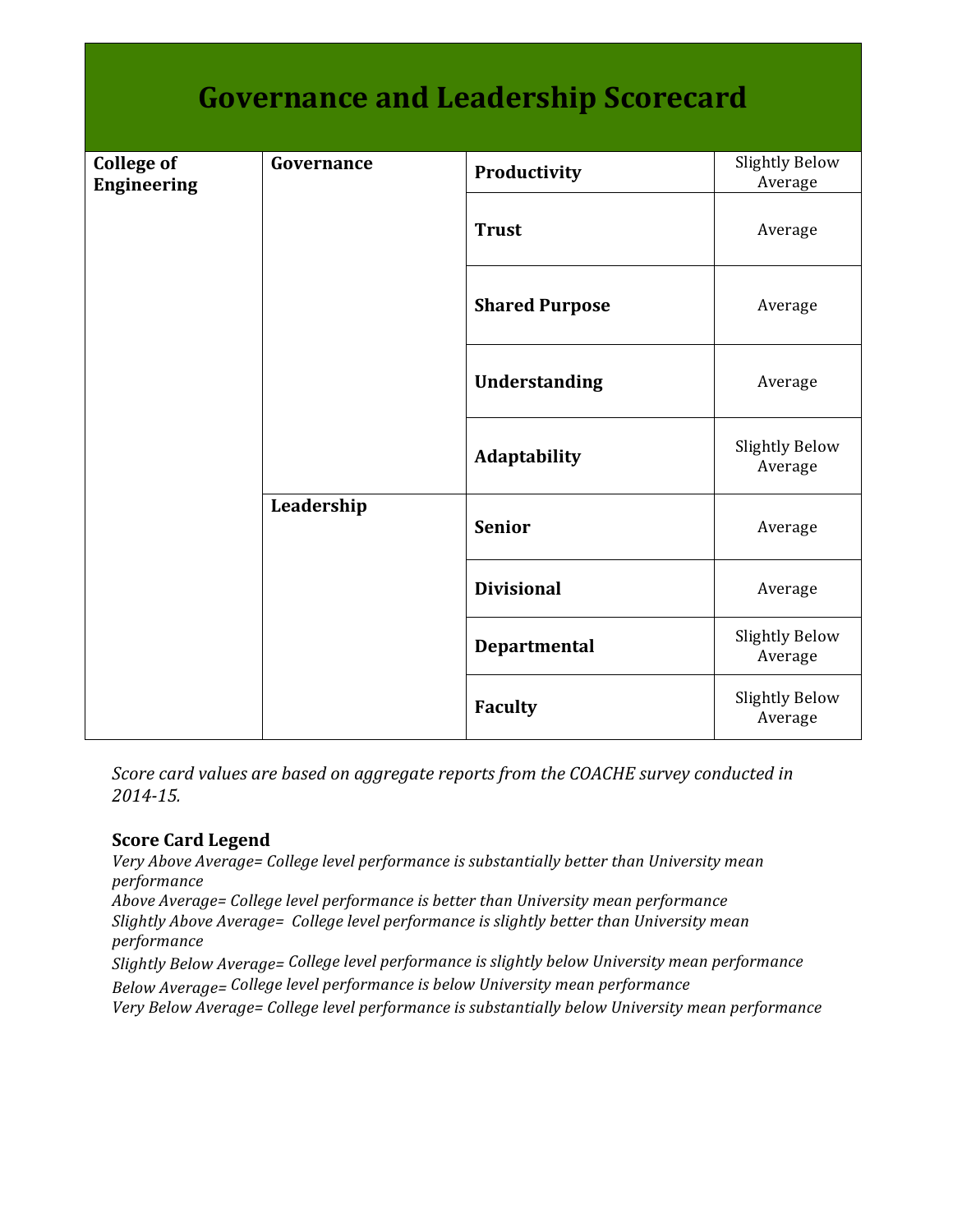# Governance and Leadership Scorecard

| | | | |
|---|---|---|---|
| **College of Engineering** | **Governance** | **Productivity** | Slightly Below Average |
| | | **Trust** | Average |
| | | **Shared Purpose** | Average |
| | | **Understanding** | Average |
| | | **Adaptability** | Slightly Below Average |
| | **Leadership** | **Senior** | Average |
| | | **Divisional** | Average |
| | | **Departmental** | Slightly Below Average |
| | | **Faculty** | Slightly Below Average |

*Score card values are based on aggregate reports from the COACHE survey conducted in 2014-15.*

**Score Card Legend**

*Very Above Average= College level performance is substantially better than University mean performance*
*Above Average= College level performance is better than University mean performance*
*Slightly Above Average= College level performance is slightly better than University mean performance*
*Slightly Below Average= College level performance is slightly below University mean performance*
*Below Average= College level performance is below University mean performance*
*Very Below Average= College level performance is substantially below University mean performance*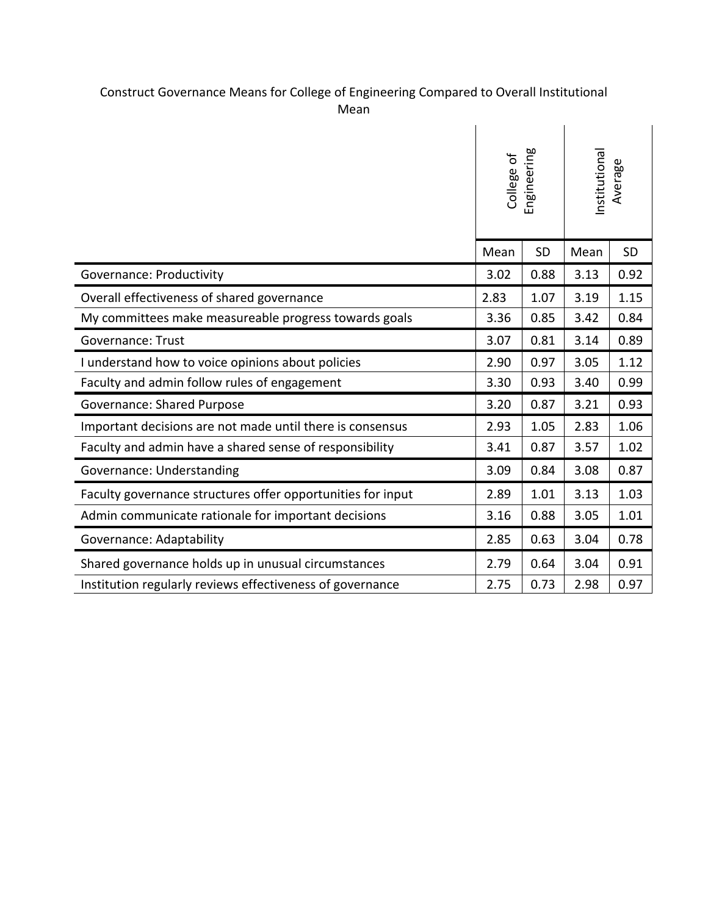Construct Governance Means for College of Engineering Compared to Overall Institutional Mean

| | College of Engineering | | Institutional Average | |
|---|---|---|---|---|
| | Mean | SD | Mean | SD |
| Governance: Productivity | 3.02 | 0.88 | 3.13 | 0.92 |
| Overall effectiveness of shared governance | 2.83 | 1.07 | 3.19 | 1.15 |
| My committees make measureable progress towards goals | 3.36 | 0.85 | 3.42 | 0.84 |
| Governance: Trust | 3.07 | 0.81 | 3.14 | 0.89 |
| I understand how to voice opinions about policies | 2.90 | 0.97 | 3.05 | 1.12 |
| Faculty and admin follow rules of engagement | 3.30 | 0.93 | 3.40 | 0.99 |
| Governance: Shared Purpose | 3.20 | 0.87 | 3.21 | 0.93 |
| Important decisions are not made until there is consensus | 2.93 | 1.05 | 2.83 | 1.06 |
| Faculty and admin have a shared sense of responsibility | 3.41 | 0.87 | 3.57 | 1.02 |
| Governance: Understanding | 3.09 | 0.84 | 3.08 | 0.87 |
| Faculty governance structures offer opportunities for input | 2.89 | 1.01 | 3.13 | 1.03 |
| Admin communicate rationale for important decisions | 3.16 | 0.88 | 3.05 | 1.01 |
| Governance: Adaptability | 2.85 | 0.63 | 3.04 | 0.78 |
| Shared governance holds up in unusual circumstances | 2.79 | 0.64 | 3.04 | 0.91 |
| Institution regularly reviews effectiveness of governance | 2.75 | 0.73 | 2.98 | 0.97 |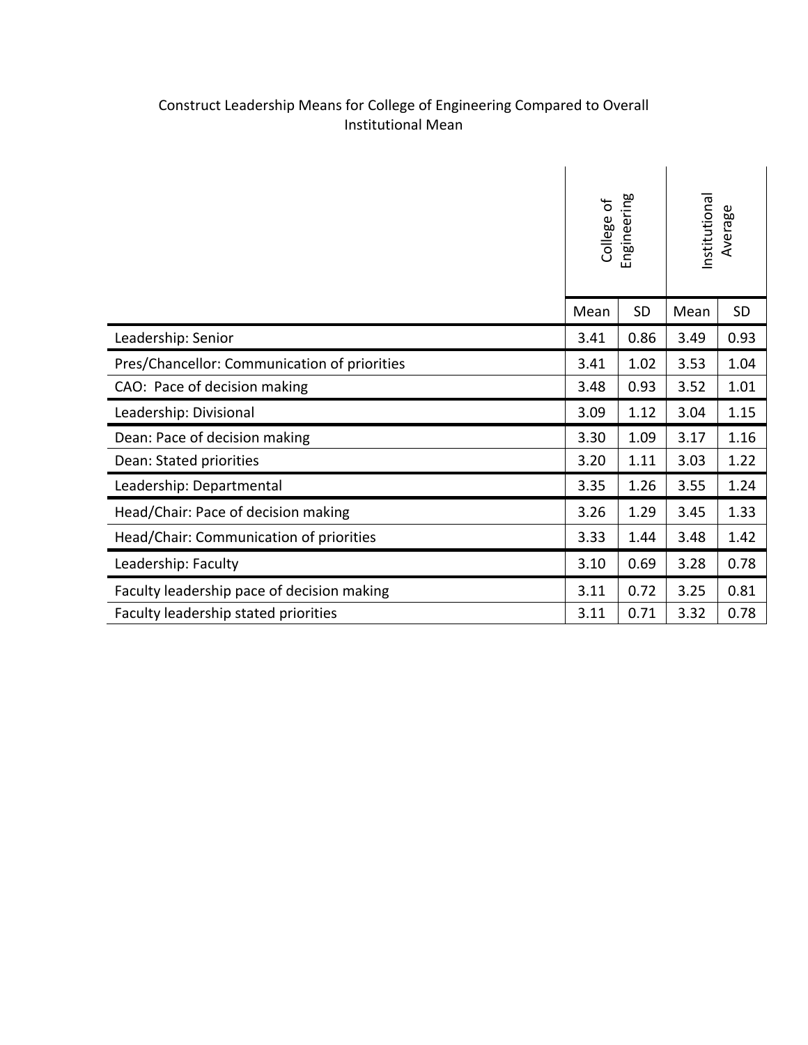Construct Leadership Means for College of Engineering Compared to Overall Institutional Mean

| | College of Engineering | | Institutional Average | |
|---|---|---|---|---|
| | Mean | SD | Mean | SD |
| Leadership: Senior | 3.41 | 0.86 | 3.49 | 0.93 |
| Pres/Chancellor: Communication of priorities | 3.41 | 1.02 | 3.53 | 1.04 |
| CAO: Pace of decision making | 3.48 | 0.93 | 3.52 | 1.01 |
| Leadership: Divisional | 3.09 | 1.12 | 3.04 | 1.15 |
| Dean: Pace of decision making | 3.30 | 1.09 | 3.17 | 1.16 |
| Dean: Stated priorities | 3.20 | 1.11 | 3.03 | 1.22 |
| Leadership: Departmental | 3.35 | 1.26 | 3.55 | 1.24 |
| Head/Chair: Pace of decision making | 3.26 | 1.29 | 3.45 | 1.33 |
| Head/Chair: Communication of priorities | 3.33 | 1.44 | 3.48 | 1.42 |
| Leadership: Faculty | 3.10 | 0.69 | 3.28 | 0.78 |
| Faculty leadership pace of decision making | 3.11 | 0.72 | 3.25 | 0.81 |
| Faculty leadership stated priorities | 3.11 | 0.71 | 3.32 | 0.78 |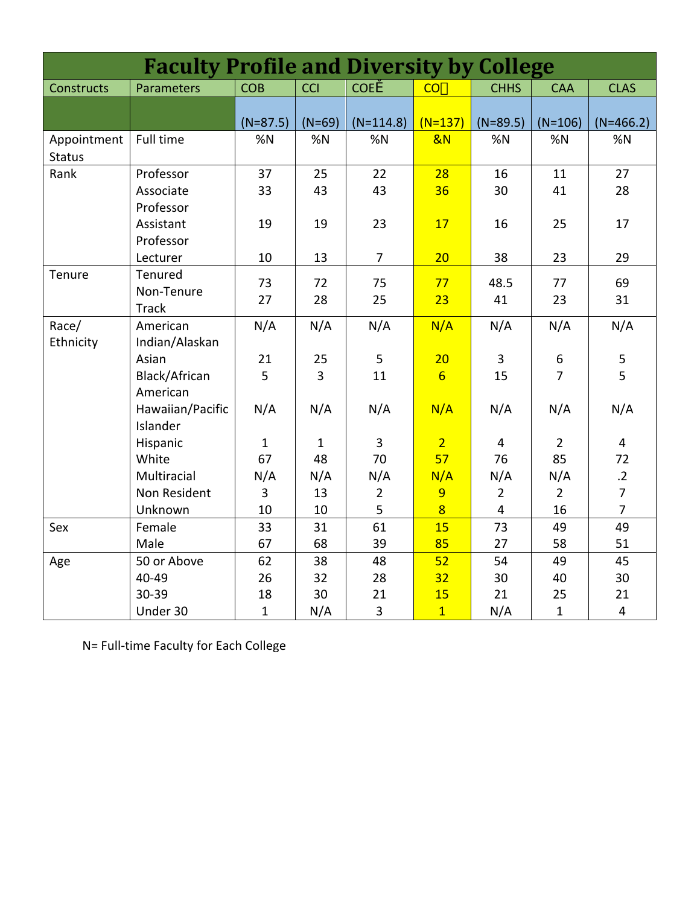# Faculty Profile and Diversity by College

| Constructs | Parameters | COB | CCI | COEĚ | CO | CHHS | CAA | CLAS |
|---|---|---|---|---|---|---|---|---|
| | | (N=87.5) | (N=69) | (N=114.8) | (N=137) | (N=89.5) | (N=106) | (N=466.2) |
| Appointment Status | Full time | %N | %N | %N | &N | %N | %N | %N |
| Rank | Professor | 37 | 25 | 22 | 28 | 16 | 11 | 27 |
| | Associate Professor | 33 | 43 | 43 | 36 | 30 | 41 | 28 |
| | Assistant Professor | 19 | 19 | 23 | 17 | 16 | 25 | 17 |
| | Lecturer | 10 | 13 | 7 | 20 | 38 | 23 | 29 |
| Tenure | Tenured | 73 | 72 | 75 | 77 | 48.5 | 77 | 69 |
| | Non-Tenure Track | 27 | 28 | 25 | 23 | 41 | 23 | 31 |
| Race/ Ethnicity | American Indian/Alaskan | N/A | N/A | N/A | N/A | N/A | N/A | N/A |
| | Asian | 21 | 25 | 5 | 20 | 3 | 6 | 5 |
| | Black/African American | 5 | 3 | 11 | 6 | 15 | 7 | 5 |
| | Hawaiian/Pacific Islander | N/A | N/A | N/A | N/A | N/A | N/A | N/A |
| | Hispanic | 1 | 1 | 3 | 2 | 4 | 2 | 4 |
| | White | 67 | 48 | 70 | 57 | 76 | 85 | 72 |
| | Multiracial | N/A | N/A | N/A | N/A | N/A | N/A | .2 |
| | Non Resident | 3 | 13 | 2 | 9 | 2 | 2 | 7 |
| | Unknown | 10 | 10 | 5 | 8 | 4 | 16 | 7 |
| Sex | Female | 33 | 31 | 61 | 15 | 73 | 49 | 49 |
| | Male | 67 | 68 | 39 | 85 | 27 | 58 | 51 |
| Age | 50 or Above | 62 | 38 | 48 | 52 | 54 | 49 | 45 |
| | 40-49 | 26 | 32 | 28 | 32 | 30 | 40 | 30 |
| | 30-39 | 18 | 30 | 21 | 15 | 21 | 25 | 21 |
| | Under 30 | 1 | N/A | 3 | 1 | N/A | 1 | 4 |

N= Full-time Faculty for Each College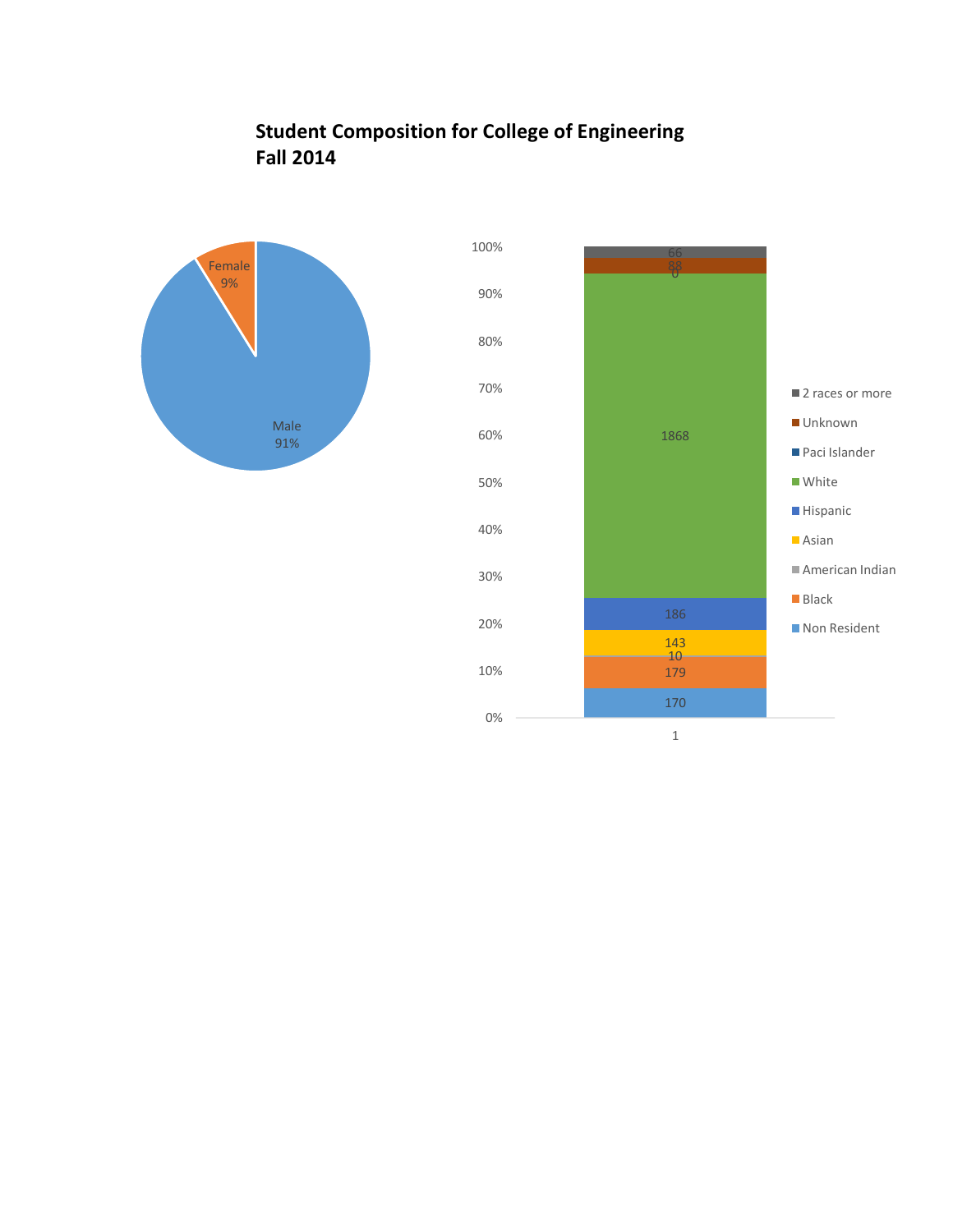# Student Composition for College of Engineering Fall 2014

Female
9%

Male
91%

100%
90%
80%
70%
60%
50%
40%
30%
20%
10%
0%

66
88
0
1868
186
143
10
179
170

1

2 races or more
Unknown
Paci Islander
White
Hispanic
Asian
American Indian
Black
Non Resident